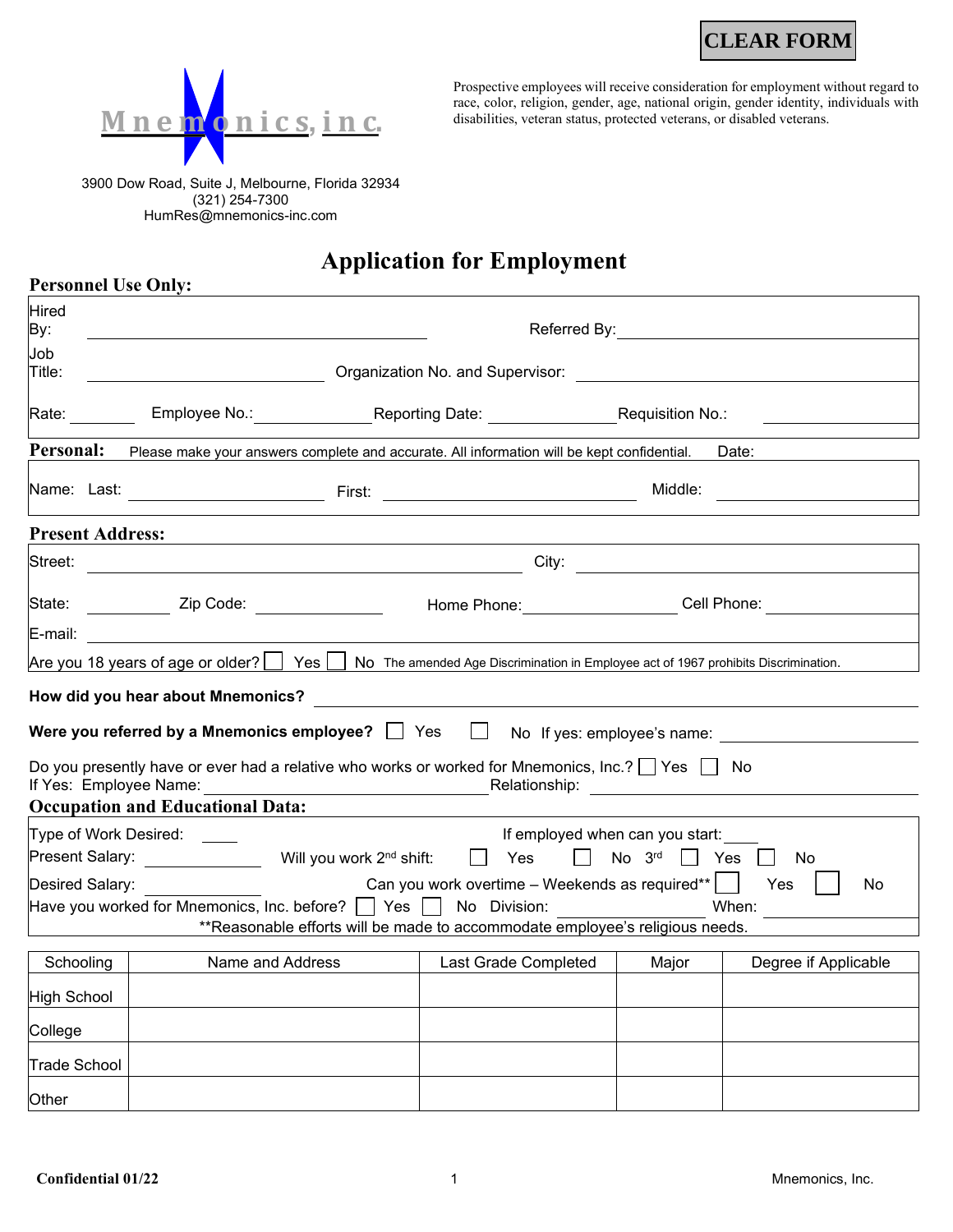CLEAR FORM

Mnemonics, inc.

3900 Dow Road, Suite J, Melbourne, Florida 32934
(321) 254-7300
HumRes@mnemonics-inc.com

Prospective employees will receive consideration for employment without regard to race, color, religion, gender, age, national origin, gender identity, individuals with disabilities, veteran status, protected veterans, or disabled veterans.

# Application for Employment

**Personnel Use Only:**

Hired By: ______________________ Referred By: ______________________

Job Title: ______________________ Organization No. and Supervisor: ______________________

Rate: ________ Employee No.: ____________ Reporting Date: ____________ Requisition No.: ____________

**Personal:** Please make your answers complete and accurate. All information will be kept confidential. Date:

Name: Last: ______________ First: ______________ Middle: ______________

**Present Address:**

Street: ______________________ City: ______________________

State: ________ Zip Code: ____________ Home Phone: ____________ Cell Phone: ____________

E-mail: ______________________

Are you 18 years of age or older? ☐ Yes ☐ No The amended Age Discrimination in Employee act of 1967 prohibits Discrimination.

**How did you hear about Mnemonics?** ______________________

**Were you referred by a Mnemonics employee?** ☐ Yes ☐ No If yes: employee's name: ______________________

Do you presently have or ever had a relative who works or worked for Mnemonics, Inc.? ☐ Yes ☐ No
If Yes: Employee Name: ______________________ Relationship: ______________________

**Occupation and Educational Data:**

Type of Work Desired: ____ If employed when can you start: ____

Present Salary: ____________ Will you work 2nd shift: ☐ Yes ☐ No 3rd ☐ Yes ☐ No

Desired Salary: ____________ Can you work overtime – Weekends as required** ☐ Yes ☐ No

Have you worked for Mnemonics, Inc. before? ☐ Yes ☐ No Division: ____________ When: ____________

**Reasonable efforts will be made to accommodate employee's religious needs.

| Schooling | Name and Address | Last Grade Completed | Major | Degree if Applicable |
|---|---|---|---|---|
| High School | | | | |
| College | | | | |
| Trade School | | | | |
| Other | | | | |

Confidential 01/22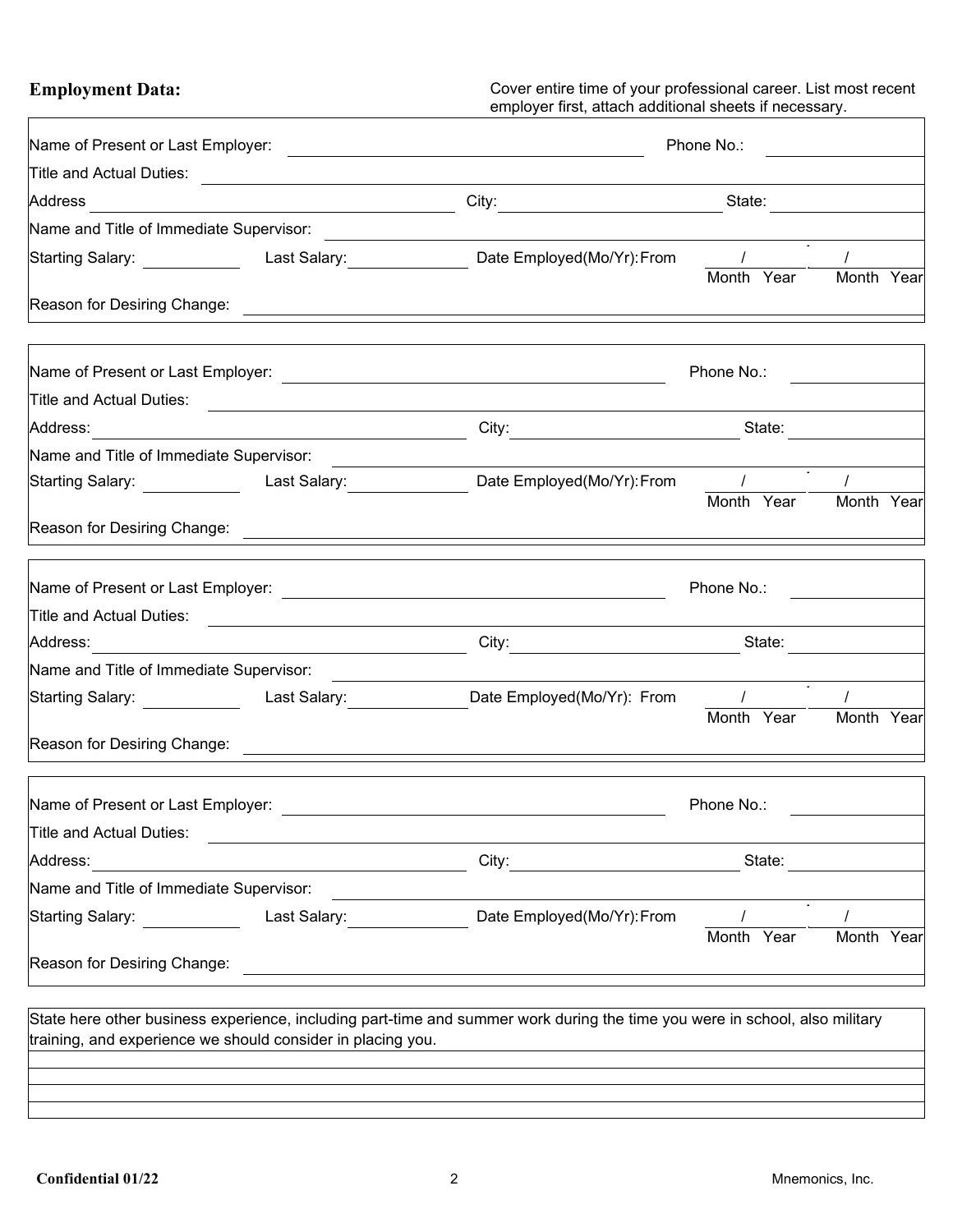**Employment Data:**

Cover entire time of your professional career. List most recent employer first, attach additional sheets if necessary.

Name of Present or Last Employer: ______________________ Phone No.: __________

Title and Actual Duties: ______________________

Address ______________________ City: ______________ State: __________

Name and Title of Immediate Supervisor: ______________________

Starting Salary: __________ Last Salary: __________ Date Employed(Mo/Yr): From ___/___ - ___/___
Month Year Month Year

Reason for Desiring Change: ______________________

---

Name of Present or Last Employer: ______________________ Phone No.: __________

Title and Actual Duties: ______________________

Address: ______________________ City: ______________ State: __________

Name and Title of Immediate Supervisor: ______________________

Starting Salary: __________ Last Salary: __________ Date Employed(Mo/Yr): From ___/___ - ___/___
Month Year Month Year

Reason for Desiring Change: ______________________

---

Name of Present or Last Employer: ______________________ Phone No.: __________

Title and Actual Duties: ______________________

Address: ______________________ City: ______________ State: __________

Name and Title of Immediate Supervisor: ______________________

Starting Salary: __________ Last Salary: __________ Date Employed(Mo/Yr): From ___/___ - ___/___
Month Year Month Year

Reason for Desiring Change: ______________________

---

Name of Present or Last Employer: ______________________ Phone No.: __________

Title and Actual Duties: ______________________

Address: ______________________ City: ______________ State: __________

Name and Title of Immediate Supervisor: ______________________

Starting Salary: __________ Last Salary: __________ Date Employed(Mo/Yr): From ___/___ - ___/___
Month Year Month Year

Reason for Desiring Change: ______________________

---

State here other business experience, including part-time and summer work during the time you were in school, also military training, and experience we should consider in placing you.

______________________

______________________

______________________

______________________

**Confidential 01/22** Mnemonics, Inc.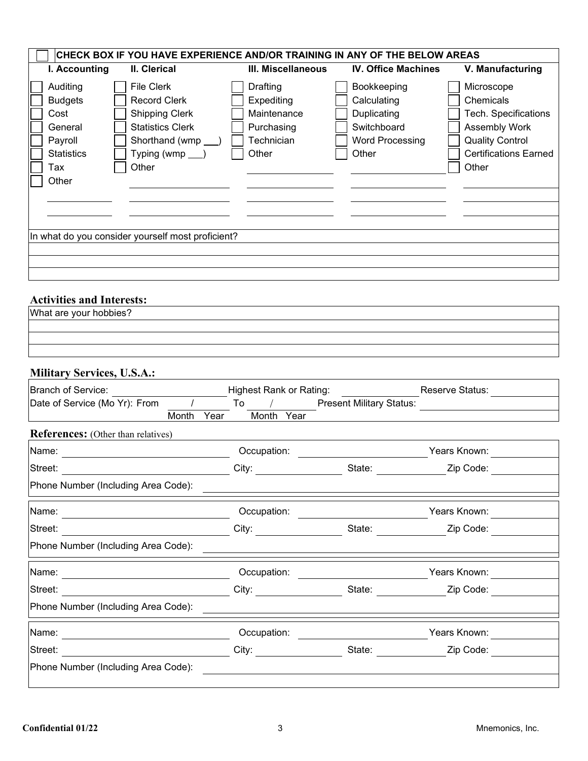| ☐ CHECK BOX IF YOU HAVE EXPERIENCE AND/OR TRAINING IN ANY OF THE BELOW AREAS | | | | |
|---|---|---|---|---|
| **I. Accounting** | **II. Clerical** | **III. Miscellaneous** | **IV. Office Machines** | **V. Manufacturing** |
| ☐ Auditing | ☐ File Clerk | ☐ Drafting | ☐ Bookkeeping | ☐ Microscope |
| ☐ Budgets | ☐ Record Clerk | ☐ Expediting | ☐ Calculating | ☐ Chemicals |
| ☐ Cost | ☐ Shipping Clerk | ☐ Maintenance | ☐ Duplicating | ☐ Tech. Specifications |
| ☐ General | ☐ Statistics Clerk | ☐ Purchasing | ☐ Switchboard | ☐ Assembly Work |
| ☐ Payroll | ☐ Shorthand (wmp ___) | ☐ Technician | ☐ Word Processing | ☐ Quality Control |
| ☐ Statistics | ☐ Typing (wmp ___) | ☐ Other | ☐ Other | ☐ Certifications Earned |
| ☐ Tax | ☐ Other | | | ☐ Other |
| ☐ Other | | | | |

In what do you consider yourself most proficient?

## Activities and Interests:

What are your hobbies?

## Military Services, U.S.A.:

Branch of Service: ______ Highest Rank or Rating: ______ Reserve Status: ______

Date of Service (Mo Yr): From ___ / ___ To ___ / ___ Present Military Status: ______
Month Year Month Year

## References: (Other than relatives)

Name: ______ Occupation: ______ Years Known: ______
Street: ______ City: ______ State: ______ Zip Code: ______
Phone Number (Including Area Code): ______

Name: ______ Occupation: ______ Years Known: ______
Street: ______ City: ______ State: ______ Zip Code: ______
Phone Number (Including Area Code): ______

Name: ______ Occupation: ______ Years Known: ______
Street: ______ City: ______ State: ______ Zip Code: ______
Phone Number (Including Area Code): ______

Name: ______ Occupation: ______ Years Known: ______
Street: ______ City: ______ State: ______ Zip Code: ______
Phone Number (Including Area Code): ______

**Confidential 01/22** Mnemonics, Inc.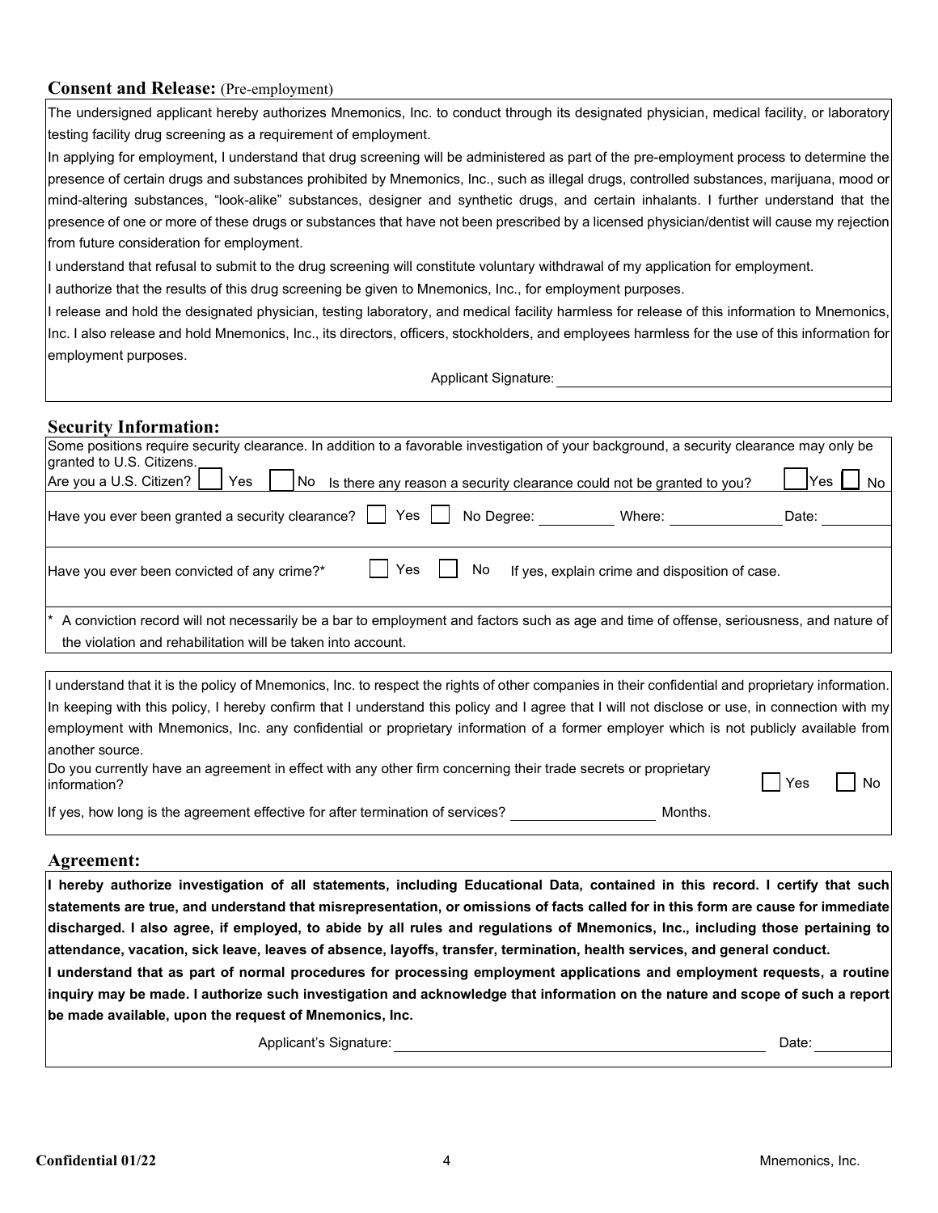## **Consent and Release:** (Pre-employment)

The undersigned applicant hereby authorizes Mnemonics, Inc. to conduct through its designated physician, medical facility, or laboratory testing facility drug screening as a requirement of employment.

In applying for employment, I understand that drug screening will be administered as part of the pre-employment process to determine the presence of certain drugs and substances prohibited by Mnemonics, Inc., such as illegal drugs, controlled substances, marijuana, mood or mind-altering substances, "look-alike" substances, designer and synthetic drugs, and certain inhalants. I further understand that the presence of one or more of these drugs or substances that have not been prescribed by a licensed physician/dentist will cause my rejection from future consideration for employment.

I understand that refusal to submit to the drug screening will constitute voluntary withdrawal of my application for employment.

I authorize that the results of this drug screening be given to Mnemonics, Inc., for employment purposes.

I release and hold the designated physician, testing laboratory, and medical facility harmless for release of this information to Mnemonics, Inc. I also release and hold Mnemonics, Inc., its directors, officers, stockholders, and employees harmless for the use of this information for employment purposes.

Applicant Signature: ____________________

## **Security Information:**

Some positions require security clearance. In addition to a favorable investigation of your background, a security clearance may only be granted to U.S. Citizens.

Are you a U.S. Citizen? ☐ Yes ☐ No  Is there any reason a security clearance could not be granted to you? ☐ Yes ☐ No

Have you ever been granted a security clearance? ☐ Yes ☐ No  Degree: ________ Where: ____________ Date: ________

Have you ever been convicted of any crime?* ☐ Yes ☐ No  If yes, explain crime and disposition of case.

\* A conviction record will not necessarily be a bar to employment and factors such as age and time of offense, seriousness, and nature of the violation and rehabilitation will be taken into account.

I understand that it is the policy of Mnemonics, Inc. to respect the rights of other companies in their confidential and proprietary information. In keeping with this policy, I hereby confirm that I understand this policy and I agree that I will not disclose or use, in connection with my employment with Mnemonics, Inc. any confidential or proprietary information of a former employer which is not publicly available from another source.

Do you currently have an agreement in effect with any other firm concerning their trade secrets or proprietary information? ☐ Yes ☐ No

If yes, how long is the agreement effective for after termination of services? ____________ Months.

## **Agreement:**

**I hereby authorize investigation of all statements, including Educational Data, contained in this record. I certify that such statements are true, and understand that misrepresentation, or omissions of facts called for in this form are cause for immediate discharged. I also agree, if employed, to abide by all rules and regulations of Mnemonics, Inc., including those pertaining to attendance, vacation, sick leave, leaves of absence, layoffs, transfer, termination, health services, and general conduct.**

**I understand that as part of normal procedures for processing employment applications and employment requests, a routine inquiry may be made. I authorize such investigation and acknowledge that information on the nature and scope of such a report be made available, upon the request of Mnemonics, Inc.**

Applicant's Signature: ____________________ Date: ________

Confidential 01/22